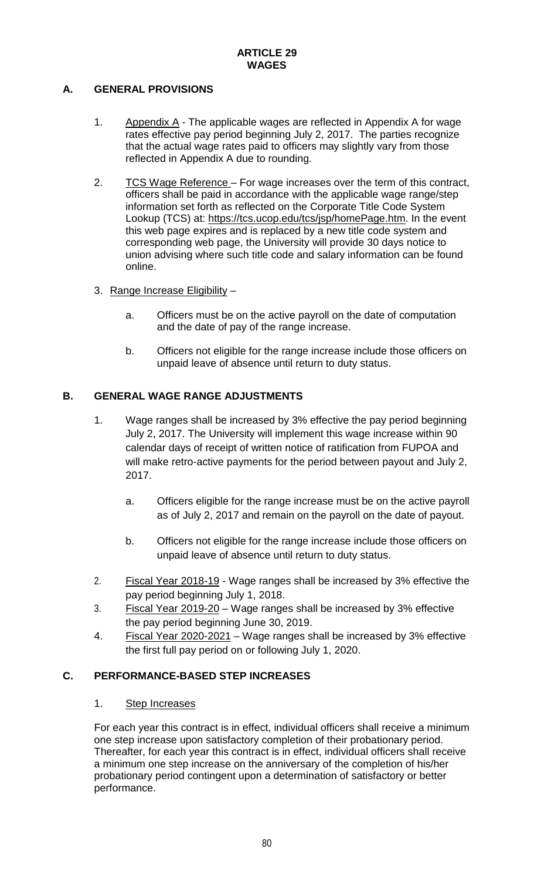# ARTICLE 29
# WAGES

## A. GENERAL PROVISIONS

1. Appendix A - The applicable wages are reflected in Appendix A for wage rates effective pay period beginning July 2, 2017. The parties recognize that the actual wage rates paid to officers may slightly vary from those reflected in Appendix A due to rounding.

2. TCS Wage Reference – For wage increases over the term of this contract, officers shall be paid in accordance with the applicable wage range/step information set forth as reflected on the Corporate Title Code System Lookup (TCS) at: https://tcs.ucop.edu/tcs/jsp/homePage.htm. In the event this web page expires and is replaced by a new title code system and corresponding web page, the University will provide 30 days notice to union advising where such title code and salary information can be found online.

3. Range Increase Eligibility –

   a. Officers must be on the active payroll on the date of computation and the date of pay of the range increase.

   b. Officers not eligible for the range increase include those officers on unpaid leave of absence until return to duty status.

## B. GENERAL WAGE RANGE ADJUSTMENTS

1. Wage ranges shall be increased by 3% effective the pay period beginning July 2, 2017. The University will implement this wage increase within 90 calendar days of receipt of written notice of ratification from FUPOA and will make retro-active payments for the period between payout and July 2, 2017.

   a. Officers eligible for the range increase must be on the active payroll as of July 2, 2017 and remain on the payroll on the date of payout.

   b. Officers not eligible for the range increase include those officers on unpaid leave of absence until return to duty status.

2. Fiscal Year 2018-19 - Wage ranges shall be increased by 3% effective the pay period beginning July 1, 2018.
3. Fiscal Year 2019-20 – Wage ranges shall be increased by 3% effective the pay period beginning June 30, 2019.
4. Fiscal Year 2020-2021 – Wage ranges shall be increased by 3% effective the first full pay period on or following July 1, 2020.

## C. PERFORMANCE-BASED STEP INCREASES

1. Step Increases

For each year this contract is in effect, individual officers shall receive a minimum one step increase upon satisfactory completion of their probationary period. Thereafter, for each year this contract is in effect, individual officers shall receive a minimum one step increase on the anniversary of the completion of his/her probationary period contingent upon a determination of satisfactory or better performance.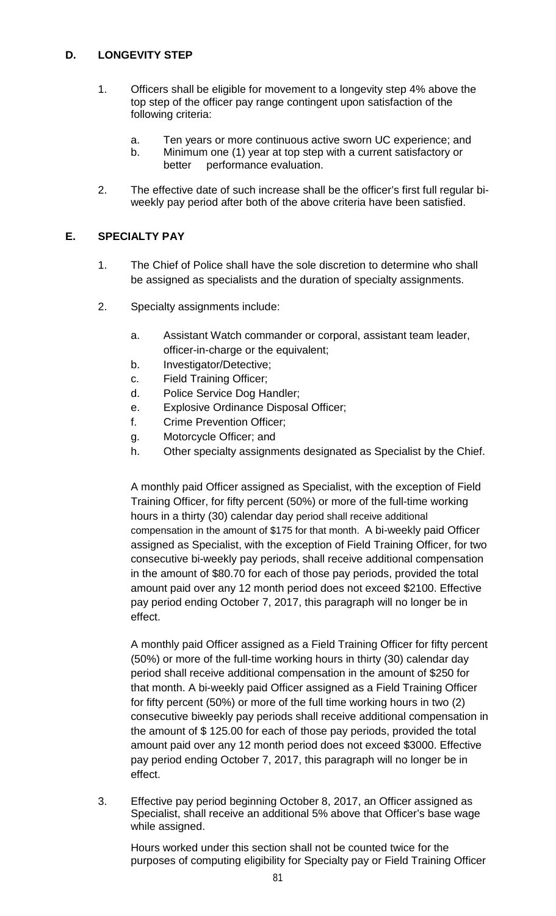## D. LONGEVITY STEP

1. Officers shall be eligible for movement to a longevity step 4% above the top step of the officer pay range contingent upon satisfaction of the following criteria:

   a. Ten years or more continuous active sworn UC experience; and
   b. Minimum one (1) year at top step with a current satisfactory or better performance evaluation.

2. The effective date of such increase shall be the officer's first full regular bi-weekly pay period after both of the above criteria have been satisfied.

## E. SPECIALTY PAY

1. The Chief of Police shall have the sole discretion to determine who shall be assigned as specialists and the duration of specialty assignments.

2. Specialty assignments include:

   a. Assistant Watch commander or corporal, assistant team leader, officer-in-charge or the equivalent;
   b. Investigator/Detective;
   c. Field Training Officer;
   d. Police Service Dog Handler;
   e. Explosive Ordinance Disposal Officer;
   f. Crime Prevention Officer;
   g. Motorcycle Officer; and
   h. Other specialty assignments designated as Specialist by the Chief.

   A monthly paid Officer assigned as Specialist, with the exception of Field Training Officer, for fifty percent (50%) or more of the full-time working hours in a thirty (30) calendar day period shall receive additional compensation in the amount of $175 for that month. A bi-weekly paid Officer assigned as Specialist, with the exception of Field Training Officer, for two consecutive bi-weekly pay periods, shall receive additional compensation in the amount of $80.70 for each of those pay periods, provided the total amount paid over any 12 month period does not exceed $2100. Effective pay period ending October 7, 2017, this paragraph will no longer be in effect.

   A monthly paid Officer assigned as a Field Training Officer for fifty percent (50%) or more of the full-time working hours in thirty (30) calendar day period shall receive additional compensation in the amount of $250 for that month. A bi-weekly paid Officer assigned as a Field Training Officer for fifty percent (50%) or more of the full time working hours in two (2) consecutive biweekly pay periods shall receive additional compensation in the amount of $ 125.00 for each of those pay periods, provided the total amount paid over any 12 month period does not exceed $3000. Effective pay period ending October 7, 2017, this paragraph will no longer be in effect.

3. Effective pay period beginning October 8, 2017, an Officer assigned as Specialist, shall receive an additional 5% above that Officer's base wage while assigned.

   Hours worked under this section shall not be counted twice for the purposes of computing eligibility for Specialty pay or Field Training Officer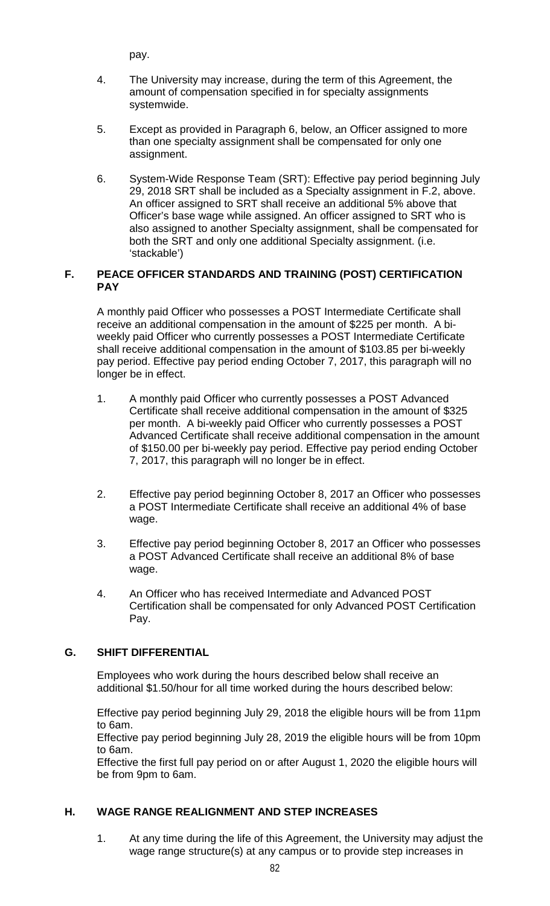pay.

4. The University may increase, during the term of this Agreement, the amount of compensation specified in for specialty assignments systemwide.

5. Except as provided in Paragraph 6, below, an Officer assigned to more than one specialty assignment shall be compensated for only one assignment.

6. System-Wide Response Team (SRT): Effective pay period beginning July 29, 2018 SRT shall be included as a Specialty assignment in F.2, above. An officer assigned to SRT shall receive an additional 5% above that Officer's base wage while assigned. An officer assigned to SRT who is also assigned to another Specialty assignment, shall be compensated for both the SRT and only one additional Specialty assignment. (i.e. 'stackable')

## F. PEACE OFFICER STANDARDS AND TRAINING (POST) CERTIFICATION PAY

A monthly paid Officer who possesses a POST Intermediate Certificate shall receive an additional compensation in the amount of $225 per month. A bi-weekly paid Officer who currently possesses a POST Intermediate Certificate shall receive additional compensation in the amount of $103.85 per bi-weekly pay period. Effective pay period ending October 7, 2017, this paragraph will no longer be in effect.

1. A monthly paid Officer who currently possesses a POST Advanced Certificate shall receive additional compensation in the amount of $325 per month. A bi-weekly paid Officer who currently possesses a POST Advanced Certificate shall receive additional compensation in the amount of $150.00 per bi-weekly pay period. Effective pay period ending October 7, 2017, this paragraph will no longer be in effect.

2. Effective pay period beginning October 8, 2017 an Officer who possesses a POST Intermediate Certificate shall receive an additional 4% of base wage.

3. Effective pay period beginning October 8, 2017 an Officer who possesses a POST Advanced Certificate shall receive an additional 8% of base wage.

4. An Officer who has received Intermediate and Advanced POST Certification shall be compensated for only Advanced POST Certification Pay.

## G. SHIFT DIFFERENTIAL

Employees who work during the hours described below shall receive an additional $1.50/hour for all time worked during the hours described below:

Effective pay period beginning July 29, 2018 the eligible hours will be from 11pm to 6am.
Effective pay period beginning July 28, 2019 the eligible hours will be from 10pm to 6am.
Effective the first full pay period on or after August 1, 2020 the eligible hours will be from 9pm to 6am.

## H. WAGE RANGE REALIGNMENT AND STEP INCREASES

1. At any time during the life of this Agreement, the University may adjust the wage range structure(s) at any campus or to provide step increases in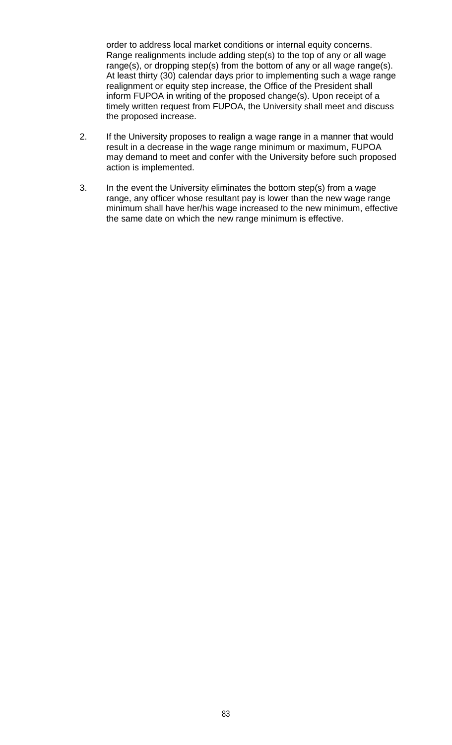order to address local market conditions or internal equity concerns. Range realignments include adding step(s) to the top of any or all wage range(s), or dropping step(s) from the bottom of any or all wage range(s). At least thirty (30) calendar days prior to implementing such a wage range realignment or equity step increase, the Office of the President shall inform FUPOA in writing of the proposed change(s). Upon receipt of a timely written request from FUPOA, the University shall meet and discuss the proposed increase.

2. If the University proposes to realign a wage range in a manner that would result in a decrease in the wage range minimum or maximum, FUPOA may demand to meet and confer with the University before such proposed action is implemented.

3. In the event the University eliminates the bottom step(s) from a wage range, any officer whose resultant pay is lower than the new wage range minimum shall have her/his wage increased to the new minimum, effective the same date on which the new range minimum is effective.